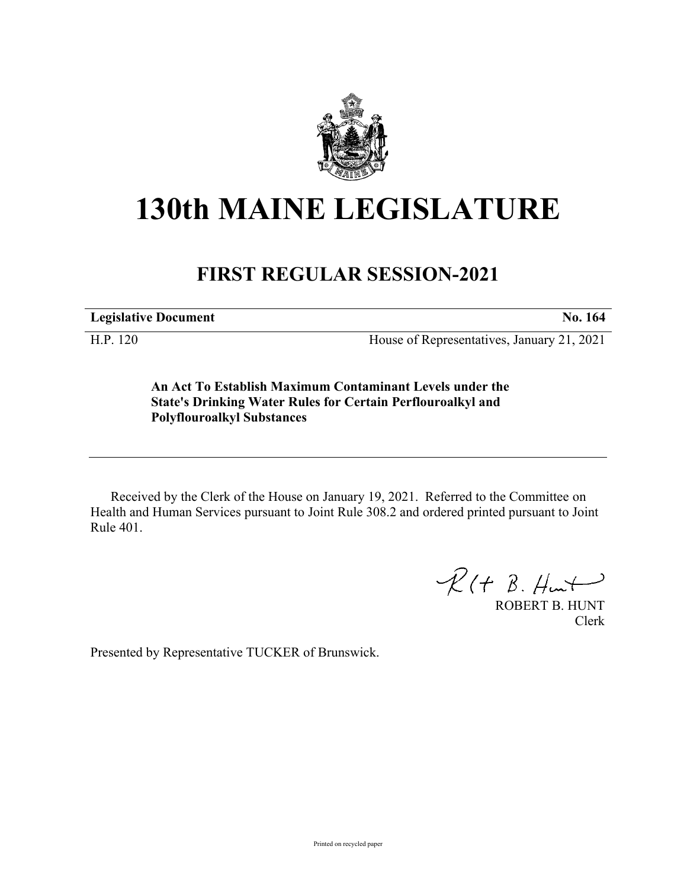# 130th MAINE LEGISLATURE

## FIRST REGULAR SESSION-2021

| **Legislative Document** | **No. 164** |
|---|---|
| H.P. 120 | House of Representatives, January 21, 2021 |

**An Act To Establish Maximum Contaminant Levels under the State's Drinking Water Rules for Certain Perflouroalkyl and Polyflouroalkyl Substances**

Received by the Clerk of the House on January 19, 2021. Referred to the Committee on Health and Human Services pursuant to Joint Rule 308.2 and ordered printed pursuant to Joint Rule 401.

ROBERT B. HUNT
Clerk

Presented by Representative TUCKER of Brunswick.

Printed on recycled paper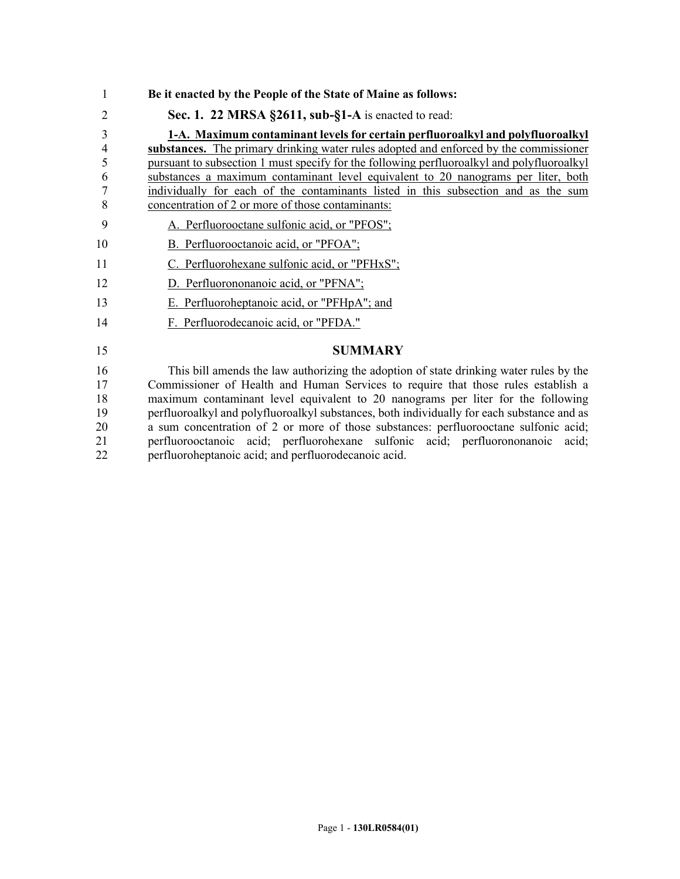**Be it enacted by the People of the State of Maine as follows:**

**Sec. 1. 22 MRSA §2611, sub-§1-A** is enacted to read:

**1-A. Maximum contaminant levels for certain perfluoroalkyl and polyfluoroalkyl substances.** The primary drinking water rules adopted and enforced by the commissioner pursuant to subsection 1 must specify for the following perfluoroalkyl and polyfluoroalkyl substances a maximum contaminant level equivalent to 20 nanograms per liter, both individually for each of the contaminants listed in this subsection and as the sum concentration of 2 or more of those contaminants:

A. Perfluorooctane sulfonic acid, or "PFOS";

B. Perfluorooctanoic acid, or "PFOA";

C. Perfluorohexane sulfonic acid, or "PFHxS";

D. Perfluorononanoic acid, or "PFNA";

E. Perfluoroheptanoic acid, or "PFHpA"; and

F. Perfluorodecanoic acid, or "PFDA."

## SUMMARY

This bill amends the law authorizing the adoption of state drinking water rules by the Commissioner of Health and Human Services to require that those rules establish a maximum contaminant level equivalent to 20 nanograms per liter for the following perfluoroalkyl and polyfluoroalkyl substances, both individually for each substance and as a sum concentration of 2 or more of those substances: perfluorooctane sulfonic acid; perfluorooctanoic acid; perfluorohexane sulfonic acid; perfluorononanoic acid; perfluoroheptanoic acid; and perfluorodecanoic acid.